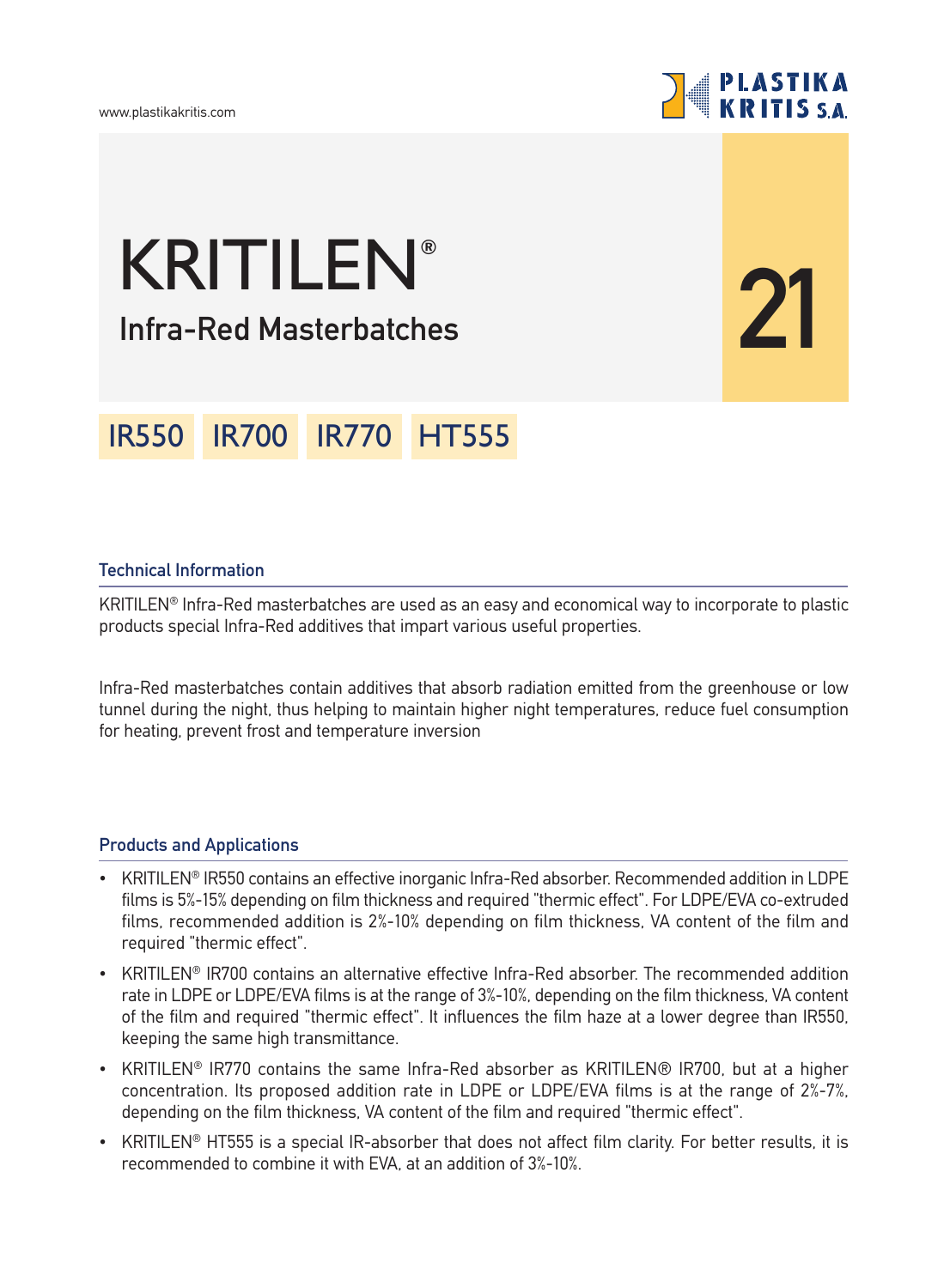# KRITILEN®

## Infra-Red Masterbatches

21

IR550 IR700 IR770 HT555

### Technical Information

KRITILEN® Infra-Red masterbatches are used as an easy and economical way to incorporate to plastic products special Infra-Red additives that impart various useful properties.

Infra-Red masterbatches contain additives that absorb radiation emitted from the greenhouse or low tunnel during the night, thus helping to maintain higher night temperatures, reduce fuel consumption for heating, prevent frost and temperature inversion

### Products and Applications

- KRITILEN® IR550 contains an effective inorganic Infra-Red absorber. Recommended addition in LDPE films is 5%-15% depending on film thickness and required "thermic effect". For LDPE/EVA co-extruded films, recommended addition is 2%-10% depending on film thickness, VA content of the film and required "thermic effect".
- KRITILEN® IR700 contains an alternative effective Infra-Red absorber. The recommended addition rate in LDPE or LDPE/EVA films is at the range of 3%-10%, depending on the film thickness, VA content of the film and required "thermic effect". It influences the film haze at a lower degree than IR550, keeping the same high transmittance.
- KRITILEN® IR770 contains the same Infra-Red absorber as KRITILEN® IR700, but at a higher concentration. Its proposed addition rate in LDPE or LDPE/EVA films is at the range of 2%-7%, depending on the film thickness, VA content of the film and required "thermic effect".
- KRITILEN® HT555 is a special IR-absorber that does not affect film clarity. For better results, it is recommended to combine it with EVA, at an addition of 3%-10%.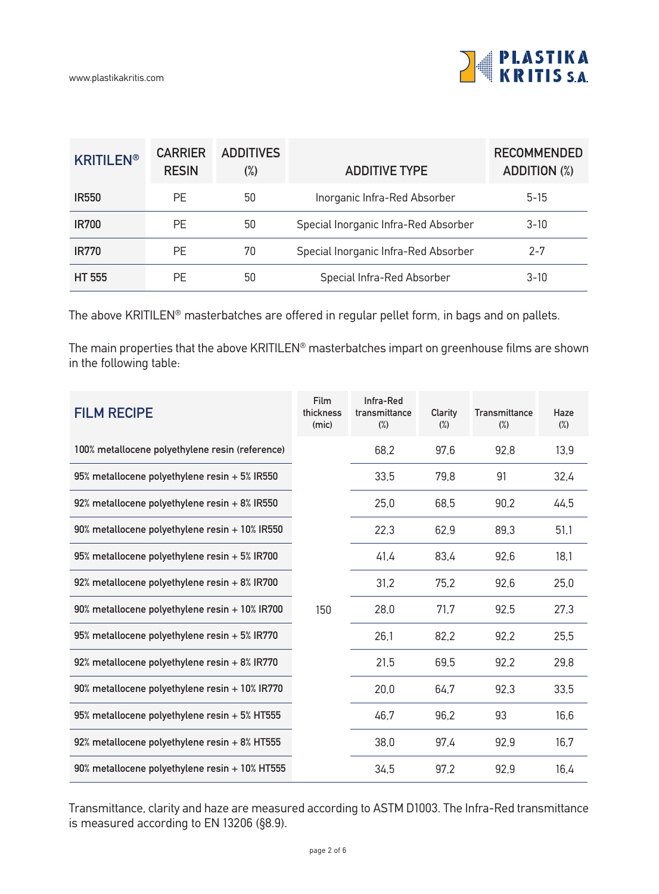| KRITILEN® | CARRIER RESIN | ADDITIVES (%) | ADDITIVE TYPE | RECOMMENDED ADDITION (%) |
|---|---|---|---|---|
| **IR550** | PE | 50 | Inorganic Infra-Red Absorber | 5-15 |
| **IR700** | PE | 50 | Special Inorganic Infra-Red Absorber | 3-10 |
| **IR770** | PE | 70 | Special Inorganic Infra-Red Absorber | 2-7 |
| **HT 555** | PE | 50 | Special Infra-Red Absorber | 3-10 |

The above KRITILEN® masterbatches are offered in regular pellet form, in bags and on pallets.

The main properties that the above KRITILEN® masterbatches impart on greenhouse films are shown in the following table:

| FILM RECIPE | Film thickness (mic) | Infra-Red transmittance (%) | Clarity (%) | Transmittance (%) | Haze (%) |
|---|---|---|---|---|---|
| 100% metallocene polyethylene resin (reference) | 150 | 68,2 | 97,6 | 92,8 | 13,9 |
| 95% metallocene polyethylene resin + 5% IR550 | 150 | 33,5 | 79,8 | 91 | 32,4 |
| 92% metallocene polyethylene resin + 8% IR550 | 150 | 25,0 | 68,5 | 90,2 | 44,5 |
| 90% metallocene polyethylene resin + 10% IR550 | 150 | 22,3 | 62,9 | 89,3 | 51,1 |
| 95% metallocene polyethylene resin + 5% IR700 | 150 | 41,4 | 83,4 | 92,6 | 18,1 |
| 92% metallocene polyethylene resin + 8% IR700 | 150 | 31,2 | 75,2 | 92,6 | 25,0 |
| 90% metallocene polyethylene resin + 10% IR700 | 150 | 28,0 | 71,7 | 92,5 | 27,3 |
| 95% metallocene polyethylene resin + 5% IR770 | 150 | 26,1 | 82,2 | 92,2 | 25,5 |
| 92% metallocene polyethylene resin + 8% IR770 | 150 | 21,5 | 69,5 | 92,2 | 29,8 |
| 90% metallocene polyethylene resin + 10% IR770 | 150 | 20,0 | 64,7 | 92,3 | 33,5 |
| 95% metallocene polyethylene resin + 5% HT555 | 150 | 46,7 | 96,2 | 93 | 16,6 |
| 92% metallocene polyethylene resin + 8% HT555 | 150 | 38,0 | 97,4 | 92,9 | 16,7 |
| 90% metallocene polyethylene resin + 10% HT555 | 150 | 34,5 | 97,2 | 92,9 | 16,4 |

Transmittance, clarity and haze are measured according to ASTM D1003. The Infra-Red transmittance is measured according to EN 13206 (§8.9).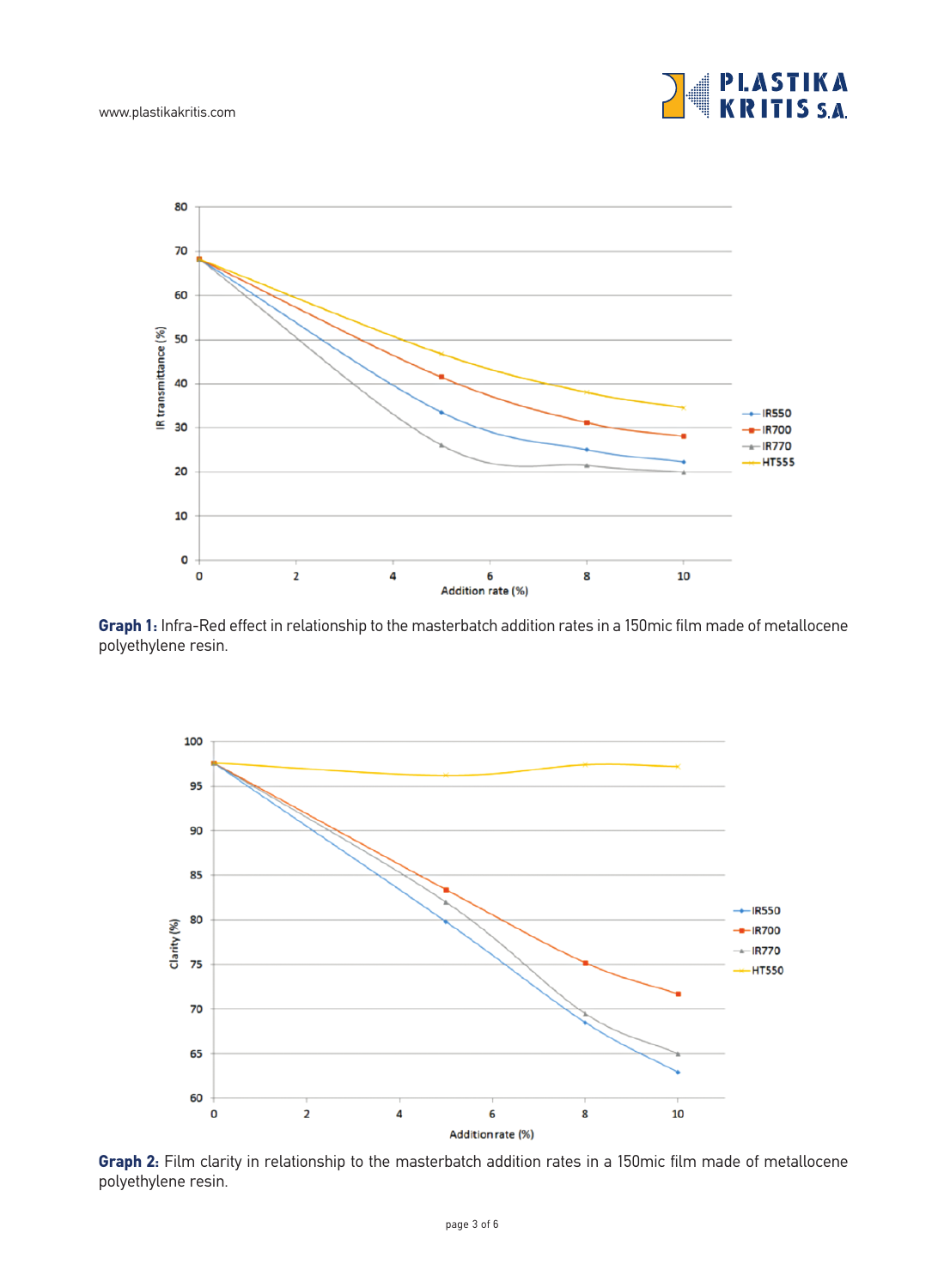**Graph 1:** Infra-Red effect in relationship to the masterbatch addition rates in a 150mic film made of metallocene polyethylene resin.

**Graph 2:** Film clarity in relationship to the masterbatch addition rates in a 150mic film made of metallocene polyethylene resin.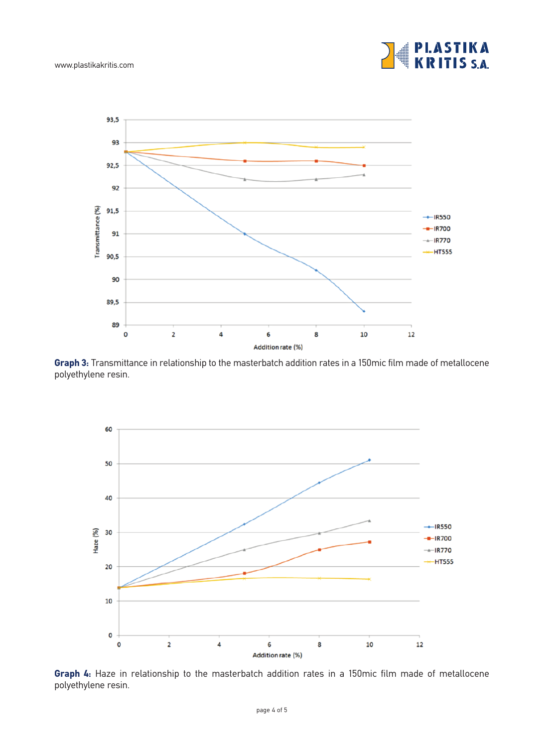**Graph 3:** Transmittance in relationship to the masterbatch addition rates in a 150mic film made of metallocene polyethylene resin.

**Graph 4:** Haze in relationship to the masterbatch addition rates in a 150mic film made of metallocene polyethylene resin.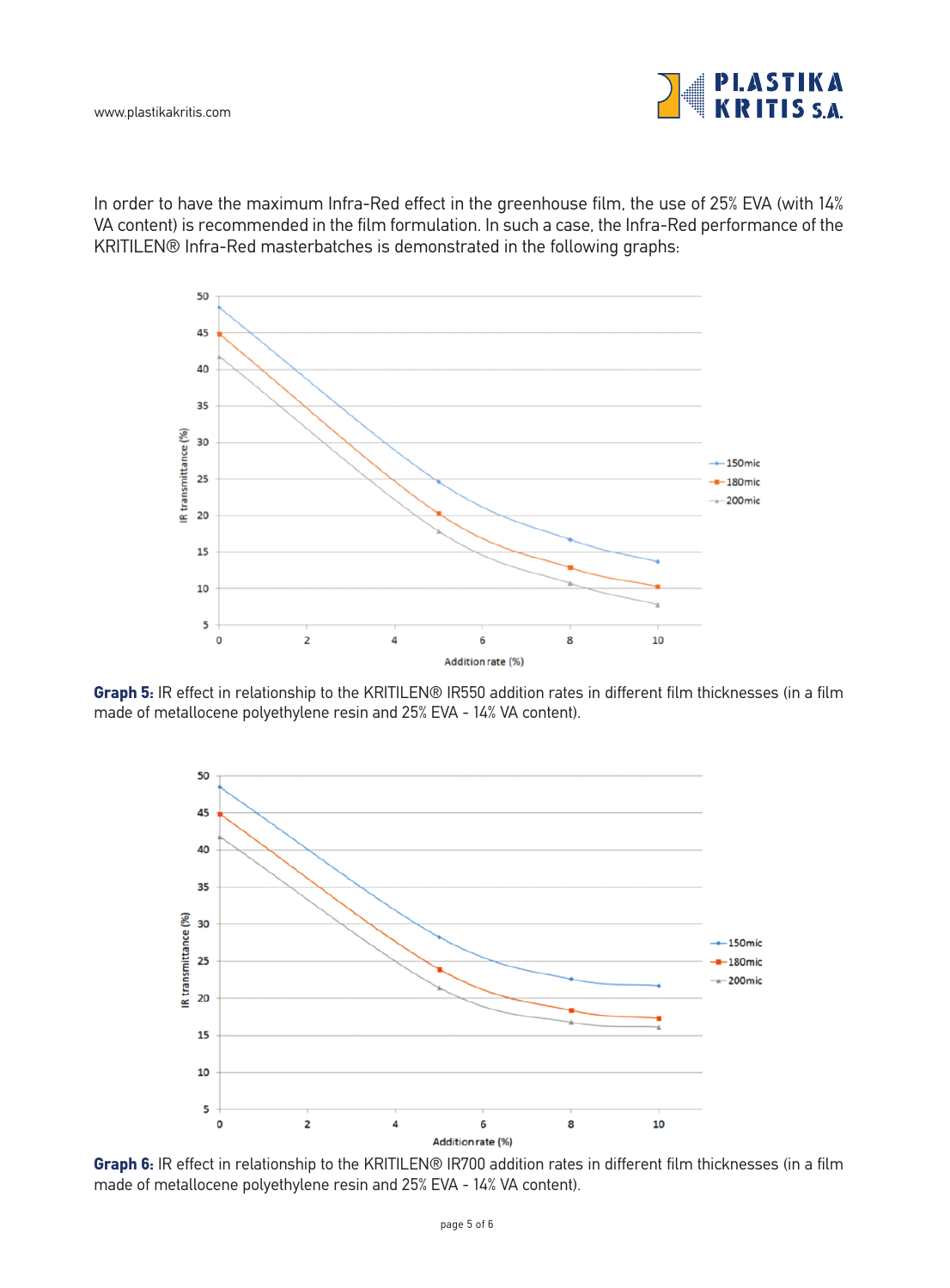In order to have the maximum Infra-Red effect in the greenhouse film, the use of 25% EVA (with 14% VA content) is recommended in the film formulation. In such a case, the Infra-Red performance of the KRITILEN® Infra-Red masterbatches is demonstrated in the following graphs:

**Graph 5:** IR effect in relationship to the KRITILEN® IR550 addition rates in different film thicknesses (in a film made of metallocene polyethylene resin and 25% EVA - 14% VA content).

**Graph 6:** IR effect in relationship to the KRITILEN® IR700 addition rates in different film thicknesses (in a film made of metallocene polyethylene resin and 25% EVA - 14% VA content).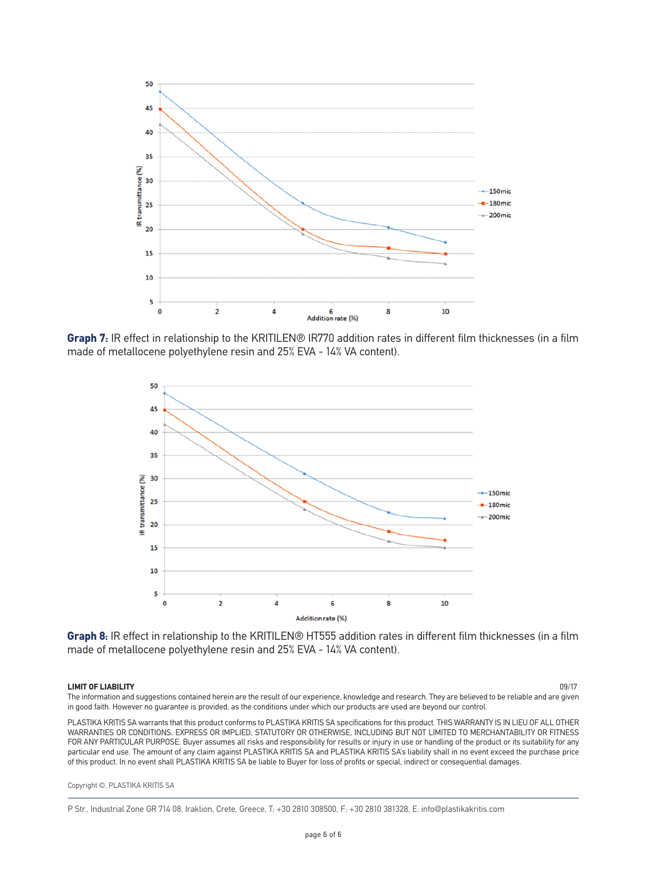50
45
40
35
30
25
20
15
10
5
0
2
4
6
8
10
IR transmittance (%)
Addition rate (%)
150mic
180mic
200mic

**Graph 7:** IR effect in relationship to the KRITILEN® IR770 addition rates in different film thicknesses (in a film made of metallocene polyethylene resin and 25% EVA - 14% VA content).

50
45
40
35
30
25
20
15
10
5
0
2
4
6
8
10
IR transmittance (%)
Addition rate (%)
150mic
180mic
200mic

**Graph 8:** IR effect in relationship to the KRITILEN® HT555 addition rates in different film thicknesses (in a film made of metallocene polyethylene resin and 25% EVA - 14% VA content).

**LIMIT OF LIABILITY**

09/17

The information and suggestions contained herein are the result of our experience, knowledge and research. They are believed to be reliable and are given in good faith. However no guarantee is provided, as the conditions under which our products are used are beyond our control.

PLASTIKA KRITIS SA warrants that this product conforms to PLASTIKA KRITIS SA specifications for this product. THIS WARRANTY IS IN LIEU OF ALL OTHER WARRANTIES OR CONDITIONS, EXPRESS OR IMPLIED, STATUTORY OR OTHERWISE, INCLUDING BUT NOT LIMITED TO MERCHANTABILITY OR FITNESS FOR ANY PARTICULAR PURPOSE. Buyer assumes all risks and responsibility for results or injury in use or handling of the product or its suitability for any particular end use. The amount of any claim against PLASTIKA KRITIS SA and PLASTIKA KRITIS SA's liability shall in no event exceed the purchase price of this product. In no event shall PLASTIKA KRITIS SA be liable to Buyer for loss of profits or special, indirect or consequential damages.

Copyright ©, PLASTIKA KRITIS SA

P Str., Industrial Zone GR 714 08, Iraklion, Crete, Greece, T: +30 2810 308500, F: +30 2810 381328, E: info@plastikakritis.com